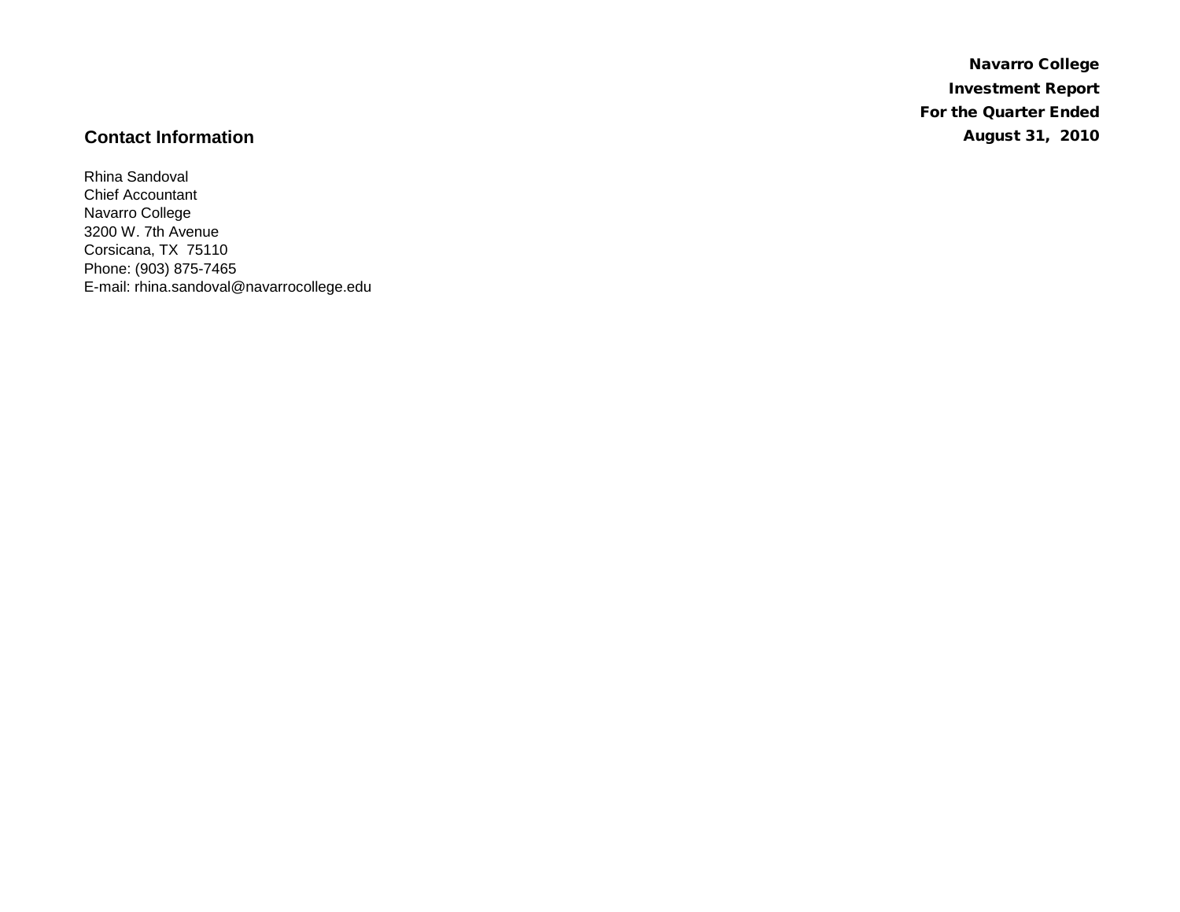**Navarro College**
**Investment Report**
**For the Quarter Ended**
**August 31, 2010**

## Contact Information

Rhina Sandoval
Chief Accountant
Navarro College
3200 W. 7th Avenue
Corsicana, TX 75110
Phone: (903) 875-7465
E-mail: rhina.sandoval@navarrocollege.edu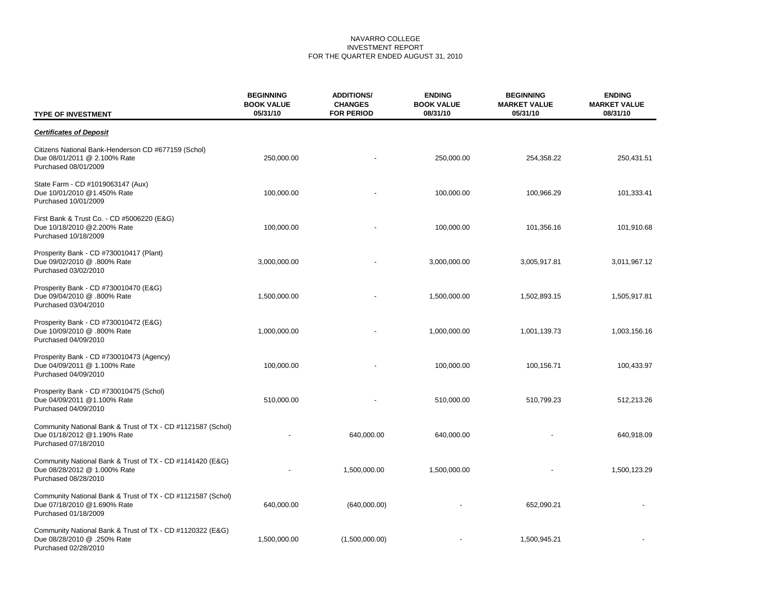NAVARRO COLLEGE
INVESTMENT REPORT
FOR THE QUARTER ENDED AUGUST 31, 2010

| TYPE OF INVESTMENT | BEGINNING BOOK VALUE 05/31/10 | ADDITIONS/ CHANGES FOR PERIOD | ENDING BOOK VALUE 08/31/10 | BEGINNING MARKET VALUE 05/31/10 | ENDING MARKET VALUE 08/31/10 |
|---|---|---|---|---|---|
| ***Certificates of Deposit*** | | | | | |
| Citizens National Bank-Henderson CD #677159 (Schol) Due 08/01/2011 @ 2.100% Rate Purchased 08/01/2009 | 250,000.00 | - | 250,000.00 | 254,358.22 | 250,431.51 |
| State Farm - CD #1019063147 (Aux) Due 10/01/2010 @1.450% Rate Purchased 10/01/2009 | 100,000.00 | - | 100,000.00 | 100,966.29 | 101,333.41 |
| First Bank & Trust Co. - CD #5006220 (E&G) Due 10/18/2010 @2.200% Rate Purchased 10/18/2009 | 100,000.00 | - | 100,000.00 | 101,356.16 | 101,910.68 |
| Prosperity Bank - CD #730010417 (Plant) Due 09/02/2010 @ .800% Rate Purchased 03/02/2010 | 3,000,000.00 | - | 3,000,000.00 | 3,005,917.81 | 3,011,967.12 |
| Prosperity Bank - CD #730010470 (E&G) Due 09/04/2010 @ .800% Rate Purchased 03/04/2010 | 1,500,000.00 | - | 1,500,000.00 | 1,502,893.15 | 1,505,917.81 |
| Prosperity Bank - CD #730010472 (E&G) Due 10/09/2010 @ .800% Rate Purchased 04/09/2010 | 1,000,000.00 | - | 1,000,000.00 | 1,001,139.73 | 1,003,156.16 |
| Prosperity Bank - CD #730010473 (Agency) Due 04/09/2011 @ 1.100% Rate Purchased 04/09/2010 | 100,000.00 | - | 100,000.00 | 100,156.71 | 100,433.97 |
| Prosperity Bank - CD #730010475 (Schol) Due 04/09/2011 @1.100% Rate Purchased 04/09/2010 | 510,000.00 | - | 510,000.00 | 510,799.23 | 512,213.26 |
| Community National Bank & Trust of TX - CD #1121587 (Schol) Due 01/18/2012 @1.190% Rate Purchased 07/18/2010 | - | 640,000.00 | 640,000.00 | - | 640,918.09 |
| Community National Bank & Trust of TX - CD #1141420 (E&G) Due 08/28/2012 @ 1.000% Rate Purchased 08/28/2010 | - | 1,500,000.00 | 1,500,000.00 | - | 1,500,123.29 |
| Community National Bank & Trust of TX - CD #1121587 (Schol) Due 07/18/2010 @1.690% Rate Purchased 01/18/2009 | 640,000.00 | (640,000.00) | - | 652,090.21 | - |
| Community National Bank & Trust of TX - CD #1120322 (E&G) Due 08/28/2010 @ .250% Rate Purchased 02/28/2010 | 1,500,000.00 | (1,500,000.00) | - | 1,500,945.21 | - |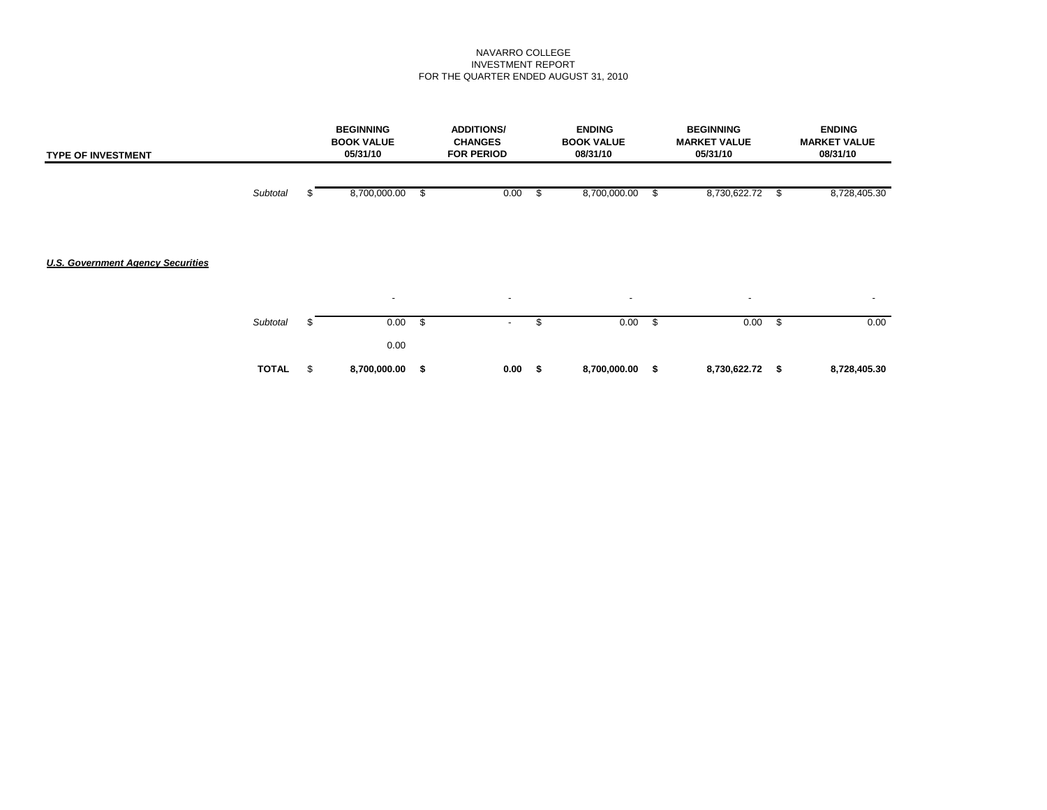NAVARRO COLLEGE
INVESTMENT REPORT
FOR THE QUARTER ENDED AUGUST 31, 2010

| TYPE OF INVESTMENT | | BEGINNING BOOK VALUE 05/31/10 | ADDITIONS/ CHANGES FOR PERIOD | ENDING BOOK VALUE 08/31/10 | BEGINNING MARKET VALUE 05/31/10 | ENDING MARKET VALUE 08/31/10 |
|---|---|---|---|---|---|---|
| | *Subtotal* | $ 8,700,000.00 | $ 0.00 | $ 8,700,000.00 | $ 8,730,622.72 | $ 8,728,405.30 |
| ***U.S. Government Agency Securities*** | | | | | | |
| | | - | - | - | - | - |
| | *Subtotal* | $ 0.00 | $ - | $ 0.00 | $ 0.00 | $ 0.00 |
| | | 0.00 | | | | |
| | **TOTAL** | $ **8,700,000.00** | **$ 0.00** | **$ 8,700,000.00** | **$ 8,730,622.72** | **$ 8,728,405.30** |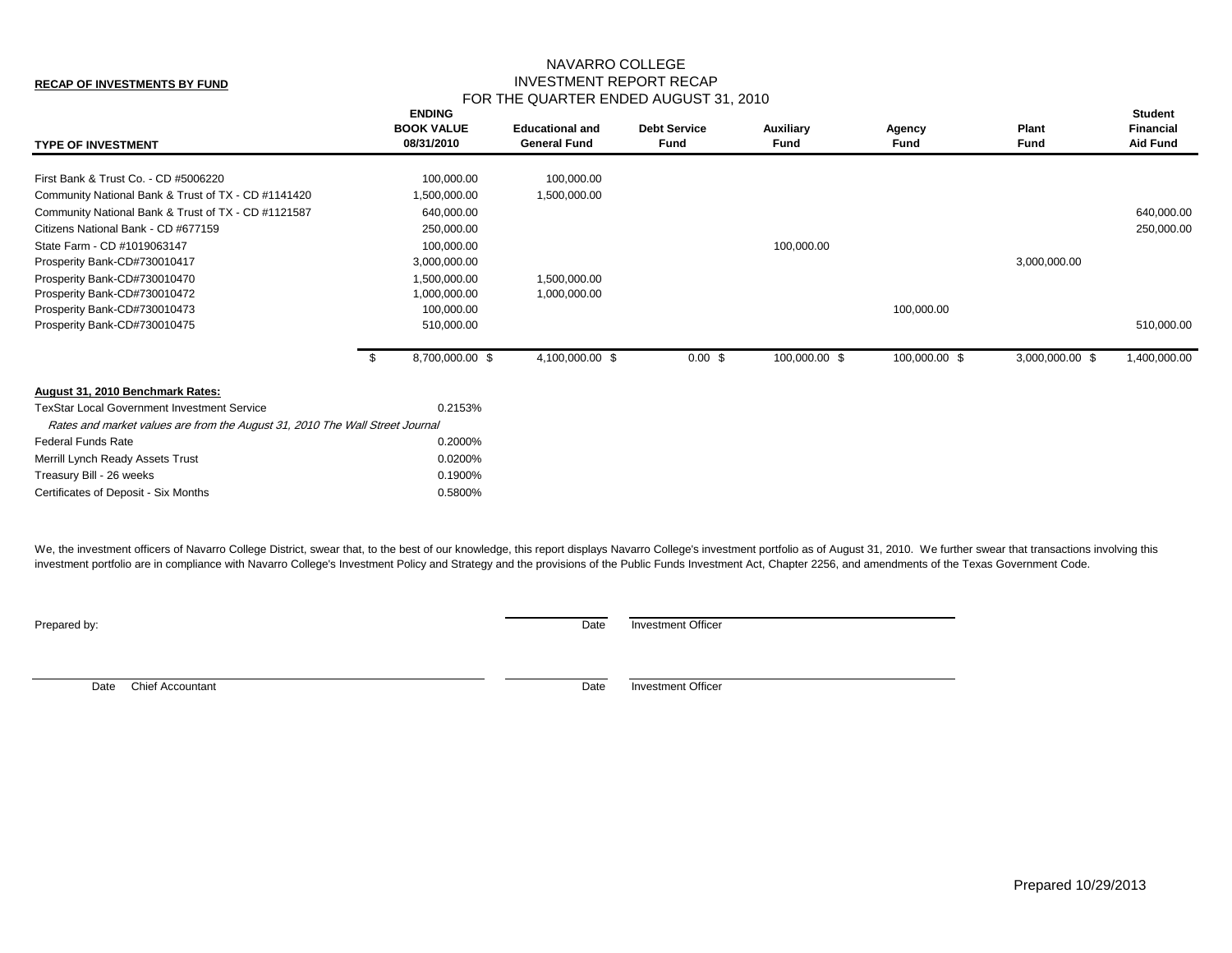**RECAP OF INVESTMENTS BY FUND**

# NAVARRO COLLEGE
## INVESTMENT REPORT RECAP
### FOR THE QUARTER ENDED AUGUST 31, 2010

| TYPE OF INVESTMENT | ENDING BOOK VALUE 08/31/2010 | Educational and General Fund | Debt Service Fund | Auxiliary Fund | Agency Fund | Plant Fund | Student Financial Aid Fund |
|---|---|---|---|---|---|---|---|
| First Bank & Trust Co. - CD #5006220 | 100,000.00 | 100,000.00 | | | | | |
| Community National Bank & Trust of TX - CD #1141420 | 1,500,000.00 | 1,500,000.00 | | | | | |
| Community National Bank & Trust of TX - CD #1121587 | 640,000.00 | | | | | | 640,000.00 |
| Citizens National Bank - CD #677159 | 250,000.00 | | | | | | 250,000.00 |
| State Farm - CD #1019063147 | 100,000.00 | | | 100,000.00 | | | |
| Prosperity Bank-CD#730010417 | 3,000,000.00 | | | | | 3,000,000.00 | |
| Prosperity Bank-CD#730010470 | 1,500,000.00 | 1,500,000.00 | | | | | |
| Prosperity Bank-CD#730010472 | 1,000,000.00 | 1,000,000.00 | | | | | |
| Prosperity Bank-CD#730010473 | 100,000.00 | | | | 100,000.00 | | |
| Prosperity Bank-CD#730010475 | 510,000.00 | | | | | | 510,000.00 |
| | $ 8,700,000.00 | $ 4,100,000.00 | $ 0.00 | $ 100,000.00 | $ 100,000.00 | $ 3,000,000.00 | $ 1,400,000.00 |

**August 31, 2010 Benchmark Rates:**

| | |
|---|---|
| TexStar Local Government Investment Service | 0.2153% |
| *Rates and market values are from the August 31, 2010 The Wall Street Journal* | |
| Federal Funds Rate | 0.2000% |
| Merrill Lynch Ready Assets Trust | 0.0200% |
| Treasury Bill - 26 weeks | 0.1900% |
| Certificates of Deposit - Six Months | 0.5800% |

We, the investment officers of Navarro College District, swear that, to the best of our knowledge, this report displays Navarro College's investment portfolio as of August 31, 2010. We further swear that transactions involving this investment portfolio are in compliance with Navarro College's Investment Policy and Strategy and the provisions of the Public Funds Investment Act, Chapter 2256, and amendments of the Texas Government Code.

Prepared by:

Date Investment Officer

Date Chief Accountant

Date Investment Officer

Prepared 10/29/2013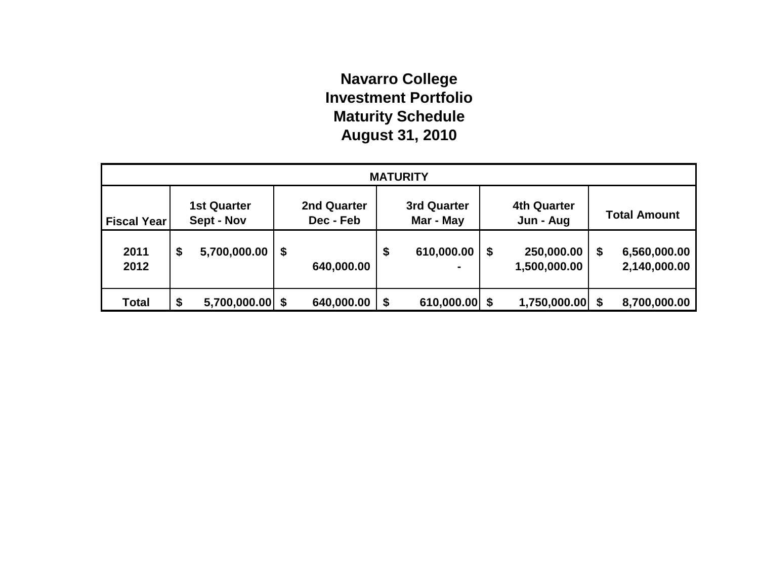# Navarro College
# Investment Portfolio
# Maturity Schedule
# August 31, 2010

| MATURITY | | | | | |
|---|---|---|---|---|---|
| **Fiscal Year** | **1st Quarter Sept - Nov** | **2nd Quarter Dec - Feb** | **3rd Quarter Mar - May** | **4th Quarter Jun - Aug** | **Total Amount** |
| 2011 | $ 5,700,000.00 | $ | $ 610,000.00 | $ 250,000.00 | $ 6,560,000.00 |
| 2012 | | 640,000.00 | - | 1,500,000.00 | 2,140,000.00 |
| **Total** | **$ 5,700,000.00** | **$ 640,000.00** | **$ 610,000.00** | **$ 1,750,000.00** | **$ 8,700,000.00** |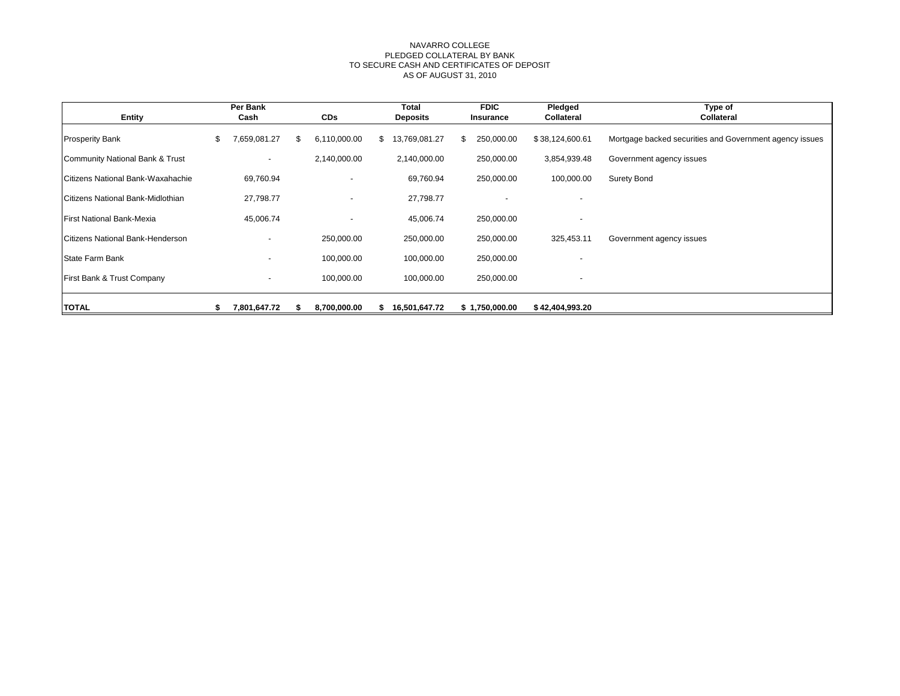NAVARRO COLLEGE
PLEDGED COLLATERAL BY BANK
TO SECURE CASH AND CERTIFICATES OF DEPOSIT
AS OF AUGUST 31, 2010

| Entity | Per Bank Cash | CDs | Total Deposits | FDIC Insurance | Pledged Collateral | Type of Collateral |
|---|---|---|---|---|---|---|
| Prosperity Bank | $ 7,659,081.27 | $ 6,110,000.00 | $ 13,769,081.27 | $ 250,000.00 | $ 38,124,600.61 | Mortgage backed securities and Government agency issues |
| Community National Bank & Trust | - | 2,140,000.00 | 2,140,000.00 | 250,000.00 | 3,854,939.48 | Government agency issues |
| Citizens National Bank-Waxahachie | 69,760.94 | - | 69,760.94 | 250,000.00 | 100,000.00 | Surety Bond |
| Citizens National Bank-Midlothian | 27,798.77 | - | 27,798.77 | - | - | |
| First National Bank-Mexia | 45,006.74 | - | 45,006.74 | 250,000.00 | - | |
| Citizens National Bank-Henderson | - | 250,000.00 | 250,000.00 | 250,000.00 | 325,453.11 | Government agency issues |
| State Farm Bank | - | 100,000.00 | 100,000.00 | 250,000.00 | - | |
| First Bank & Trust Company | - | 100,000.00 | 100,000.00 | 250,000.00 | - | |
| **TOTAL** | **$ 7,801,647.72** | **$ 8,700,000.00** | **$ 16,501,647.72** | **$ 1,750,000.00** | **$ 42,404,993.20** | |